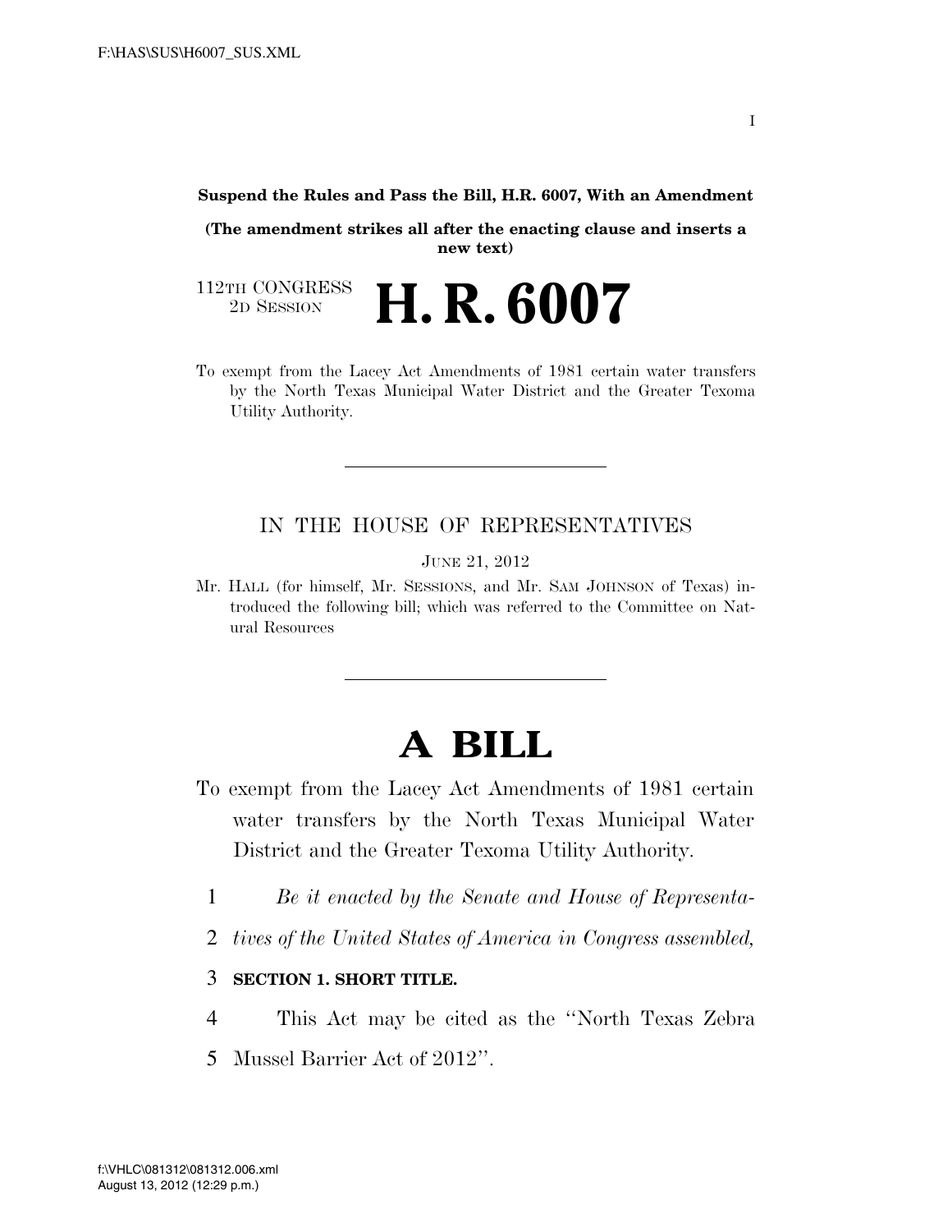**Suspend the Rules and Pass the Bill, H.R. 6007, With an Amendment**

**(The amendment strikes all after the enacting clause and inserts a new text)**

112TH CONGRESS
2D SESSION

# H. R. 6007

To exempt from the Lacey Act Amendments of 1981 certain water transfers by the North Texas Municipal Water District and the Greater Texoma Utility Authority.

---

IN THE HOUSE OF REPRESENTATIVES

JUNE 21, 2012

Mr. HALL (for himself, Mr. SESSIONS, and Mr. SAM JOHNSON of Texas) introduced the following bill; which was referred to the Committee on Natural Resources

---

# A BILL

To exempt from the Lacey Act Amendments of 1981 certain water transfers by the North Texas Municipal Water District and the Greater Texoma Utility Authority.

1 *Be it enacted by the Senate and House of Representa-*
2 *tives of the United States of America in Congress assembled,*

3 **SECTION 1. SHORT TITLE.**

4 This Act may be cited as the "North Texas Zebra
5 Mussel Barrier Act of 2012".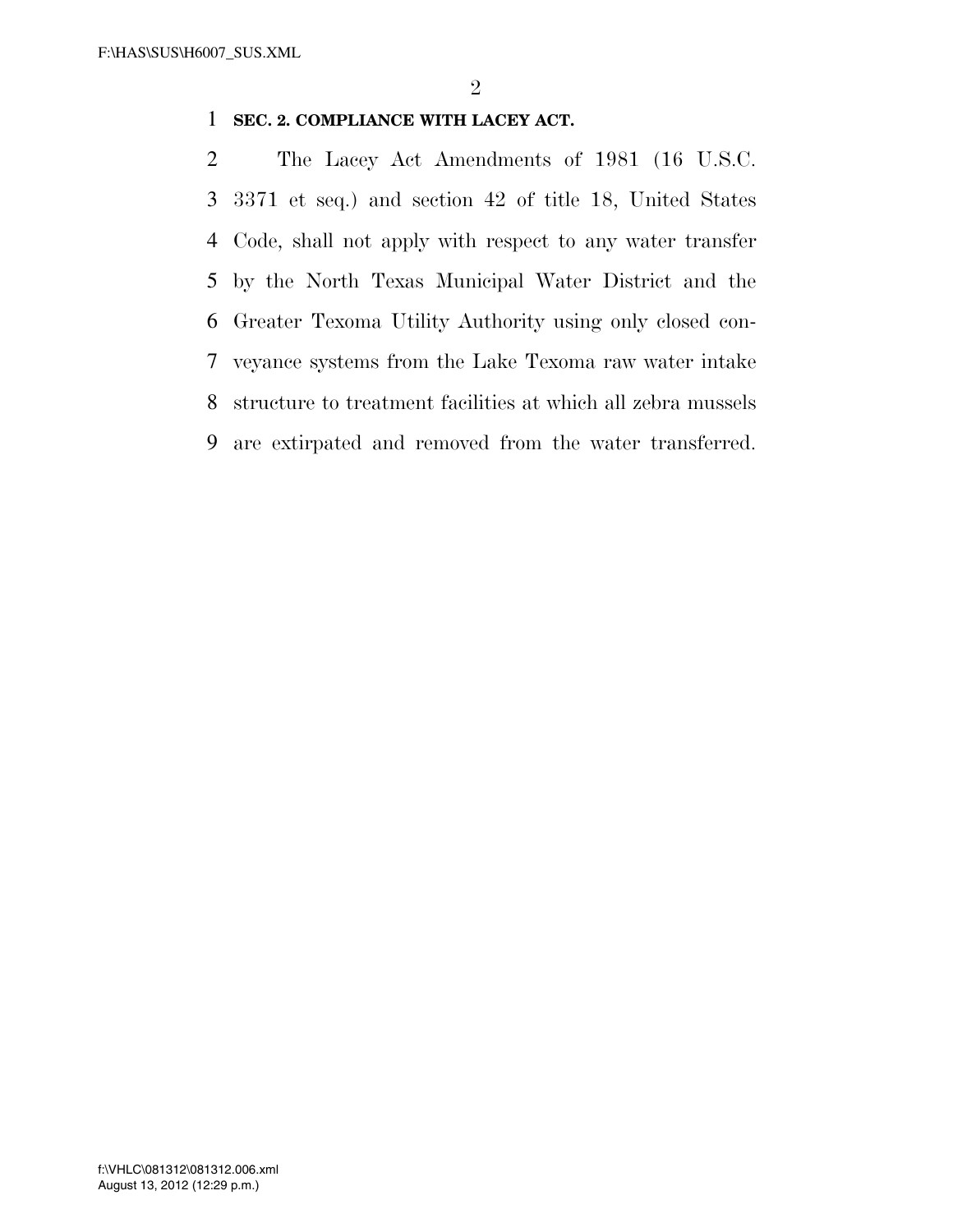**SEC. 2. COMPLIANCE WITH LACEY ACT.**

The Lacey Act Amendments of 1981 (16 U.S.C. 3371 et seq.) and section 42 of title 18, United States Code, shall not apply with respect to any water transfer by the North Texas Municipal Water District and the Greater Texoma Utility Authority using only closed conveyance systems from the Lake Texoma raw water intake structure to treatment facilities at which all zebra mussels are extirpated and removed from the water transferred.